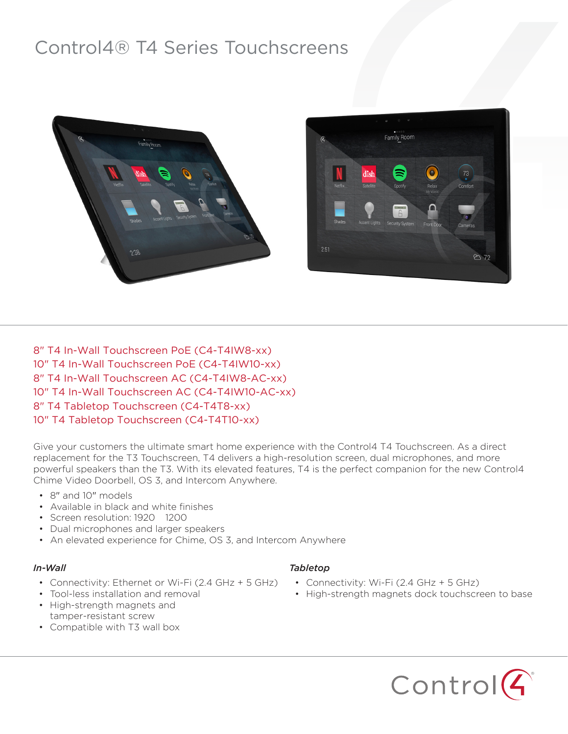# Control4® T4 Series Touchscreens

8" T4 In-Wall Touchscreen PoE (C4-T4IW8-xx)
10" T4 In-Wall Touchscreen PoE (C4-T4IW10-xx)
8" T4 In-Wall Touchscreen AC (C4-T4IW8-AC-xx)
10" T4 In-Wall Touchscreen AC (C4-T4IW10-AC-xx)
8" T4 Tabletop Touchscreen (C4-T4T8-xx)
10" T4 Tabletop Touchscreen (C4-T4T10-xx)

Give your customers the ultimate smart home experience with the Control4 T4 Touchscreen. As a direct replacement for the T3 Touchscreen, T4 delivers a high-resolution screen, dual microphones, and more powerful speakers than the T3. With its elevated features, T4 is the perfect companion for the new Control4 Chime Video Doorbell, OS 3, and Intercom Anywhere.

- 8" and 10" models
- Available in black and white finishes
- Screen resolution: 1920 1200
- Dual microphones and larger speakers
- An elevated experience for Chime, OS 3, and Intercom Anywhere

*In-Wall*

- Connectivity: Ethernet or Wi-Fi (2.4 GHz + 5 GHz)
- Tool-less installation and removal
- High-strength magnets and tamper-resistant screw
- Compatible with T3 wall box

*Tabletop*

- Connectivity: Wi-Fi (2.4 GHz + 5 GHz)
- High-strength magnets dock touchscreen to base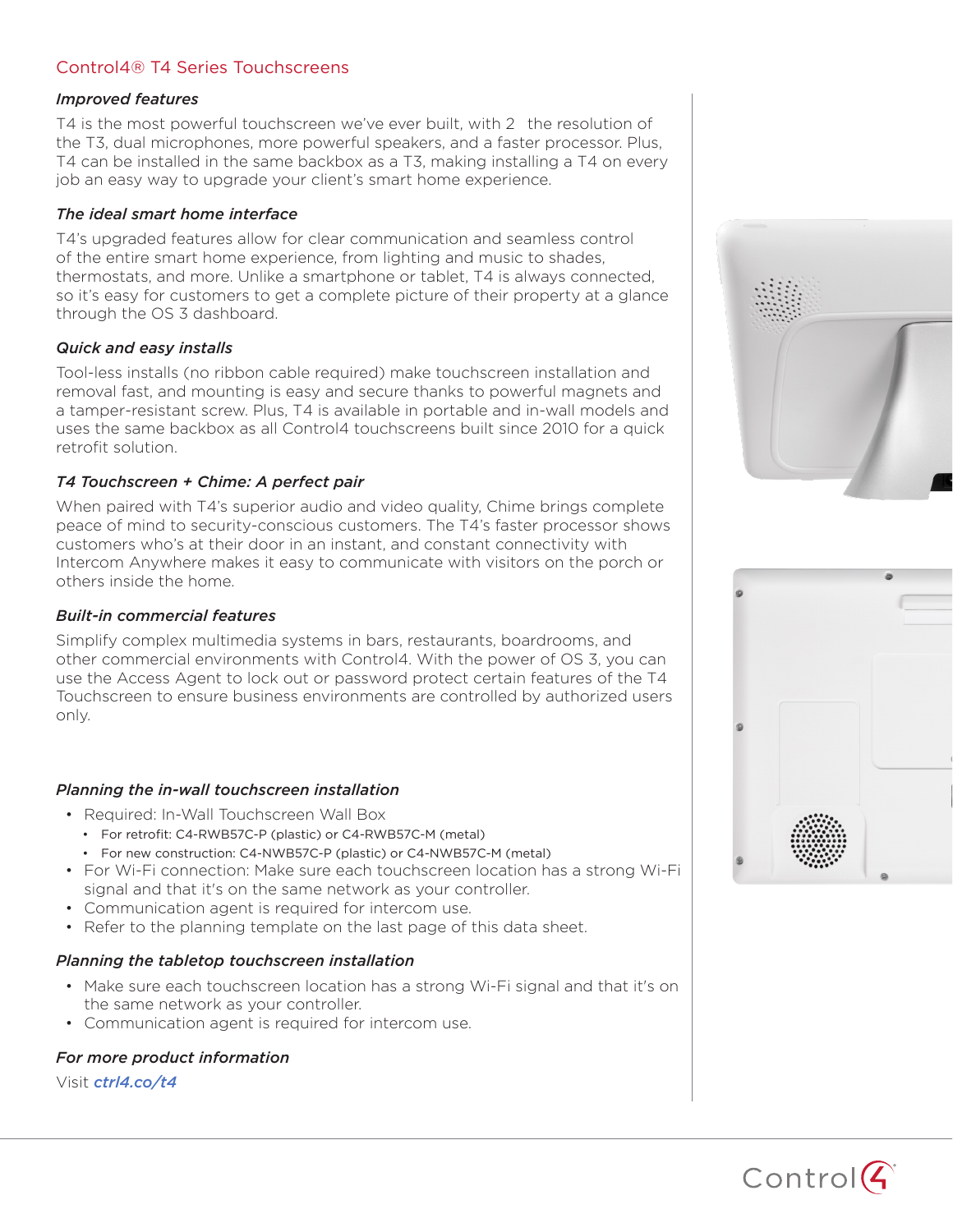## Control4® T4 Series Touchscreens

### *Improved features*

T4 is the most powerful touchscreen we've ever built, with 2  the resolution of the T3, dual microphones, more powerful speakers, and a faster processor. Plus, T4 can be installed in the same backbox as a T3, making installing a T4 on every job an easy way to upgrade your client's smart home experience.

### *The ideal smart home interface*

T4's upgraded features allow for clear communication and seamless control of the entire smart home experience, from lighting and music to shades, thermostats, and more. Unlike a smartphone or tablet, T4 is always connected, so it's easy for customers to get a complete picture of their property at a glance through the OS 3 dashboard.

### *Quick and easy installs*

Tool-less installs (no ribbon cable required) make touchscreen installation and removal fast, and mounting is easy and secure thanks to powerful magnets and a tamper-resistant screw. Plus, T4 is available in portable and in-wall models and uses the same backbox as all Control4 touchscreens built since 2010 for a quick retrofit solution.

### *T4 Touchscreen + Chime: A perfect pair*

When paired with T4's superior audio and video quality, Chime brings complete peace of mind to security-conscious customers. The T4's faster processor shows customers who's at their door in an instant, and constant connectivity with Intercom Anywhere makes it easy to communicate with visitors on the porch or others inside the home.

### *Built-in commercial features*

Simplify complex multimedia systems in bars, restaurants, boardrooms, and other commercial environments with Control4. With the power of OS 3, you can use the Access Agent to lock out or password protect certain features of the T4 Touchscreen to ensure business environments are controlled by authorized users only.

### *Planning the in-wall touchscreen installation*

- Required: In-Wall Touchscreen Wall Box
  - For retrofit: C4-RWB57C-P (plastic) or C4-RWB57C-M (metal)
  - For new construction: C4-NWB57C-P (plastic) or C4-NWB57C-M (metal)
- For Wi-Fi connection: Make sure each touchscreen location has a strong Wi-Fi signal and that it's on the same network as your controller.
- Communication agent is required for intercom use.
- Refer to the planning template on the last page of this data sheet.

### *Planning the tabletop touchscreen installation*

- Make sure each touchscreen location has a strong Wi-Fi signal and that it's on the same network as your controller.
- Communication agent is required for intercom use.

### *For more product information*

Visit ***ctrl4.co/t4***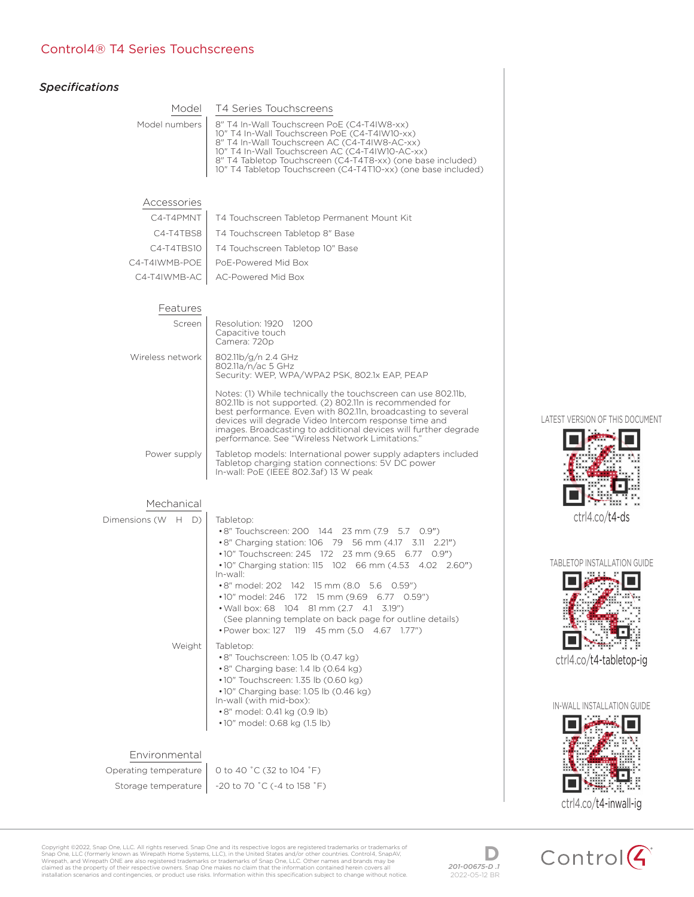## Control4® T4 Series Touchscreens

### *Specifications*

| Model | T4 Series Touchscreens |
|---|---|
| Model numbers | 8" T4 In-Wall Touchscreen PoE (C4-T4IW8-xx)<br>10" T4 In-Wall Touchscreen PoE (C4-T4IW10-xx)<br>8" T4 In-Wall Touchscreen AC (C4-T4IW8-AC-xx)<br>10" T4 In-Wall Touchscreen AC (C4-T4IW10-AC-xx)<br>8" T4 Tabletop Touchscreen (C4-T4T8-xx) (one base included)<br>10" T4 Tabletop Touchscreen (C4-T4T10-xx) (one base included) |

| Accessories | |
|---|---|
| C4-T4PMNT | T4 Touchscreen Tabletop Permanent Mount Kit |
| C4-T4TBS8 | T4 Touchscreen Tabletop 8" Base |
| C4-T4TBS10 | T4 Touchscreen Tabletop 10" Base |
| C4-T4IWMB-POE | PoE-Powered Mid Box |
| C4-T4IWMB-AC | AC-Powered Mid Box |

| Features | |
|---|---|
| Screen | Resolution: 1920 × 1200<br>Capacitive touch<br>Camera: 720p |
| Wireless network | 802.11b/g/n 2.4 GHz<br>802.11a/n/ac 5 GHz<br>Security: WEP, WPA/WPA2 PSK, 802.1x EAP, PEAP<br><br>Notes: (1) While technically the touchscreen can use 802.11b, 802.11b is not supported. (2) 802.11n is recommended for best performance. Even with 802.11n, broadcasting to several devices will degrade Video Intercom response time and images. Broadcasting to additional devices will further degrade performance. See "Wireless Network Limitations." |
| Power supply | Tabletop models: International power supply adapters included<br>Tabletop charging station connections: 5V DC power<br>In-wall: PoE (IEEE 802.3af) 13 W peak |

| Mechanical | |
|---|---|
| Dimensions (W × H × D) | Tabletop:<br>• 8" Touchscreen: 200 × 144 × 23 mm (7.9 × 5.7 × 0.9")<br>• 8" Charging station: 106 × 79 × 56 mm (4.17 × 3.11 × 2.21")<br>• 10" Touchscreen: 245 × 172 × 23 mm (9.65 × 6.77 × 0.9")<br>• 10" Charging station: 115 × 102 × 66 mm (4.53 × 4.02 × 2.60")<br>In-wall:<br>• 8" model: 202 × 142 × 15 mm (8.0 × 5.6 × 0.59")<br>• 10" model: 246 × 172 × 15 mm (9.69 × 6.77 × 0.59")<br>• Wall box: 68 × 104 × 81 mm (2.7 × 4.1 × 3.19")<br>(See planning template on back page for outline details)<br>• Power box: 127 × 119 × 45 mm (5.0 × 4.67 × 1.77") |
| Weight | Tabletop:<br>• 8" Touchscreen: 1.05 lb (0.47 kg)<br>• 8" Charging base: 1.4 lb (0.64 kg)<br>• 10" Touchscreen: 1.35 lb (0.60 kg)<br>• 10" Charging base: 1.05 lb (0.46 kg)<br>In-wall (with mid-box):<br>• 8" model: 0.41 kg (0.9 lb)<br>• 10" model: 0.68 kg (1.5 lb) |

| Environmental | |
|---|---|
| Operating temperature | 0 to 40 ˚C (32 to 104 ˚F) |
| Storage temperature | -20 to 70 ˚C (-4 to 158 ˚F) |

LATEST VERSION OF THIS DOCUMENT
ctrl4.co/t4-ds

TABLETOP INSTALLATION GUIDE
ctrl4.co/t4-tabletop-ig

IN-WALL INSTALLATION GUIDE
ctrl4.co/t4-inwall-ig

Copyright ©2022, Snap One, LLC. All rights reserved. Snap One and its respective logos are registered trademarks or trademarks of Snap One, LLC (formerly known as Wirepath Home Systems, LLC), in the United States and/or other countries. Control4, SnapAV, Wirepath, and Wirepath ONE are also registered trademarks or trademarks of Snap One, LLC. Other names and brands may be claimed as the property of their respective owners. Snap One makes no claim that the information contained herein covers all installation scenarios and contingencies, or product use risks. Information within this specification subject to change without notice.

D
201-00675-D .1
2022-05-12 BR

Control4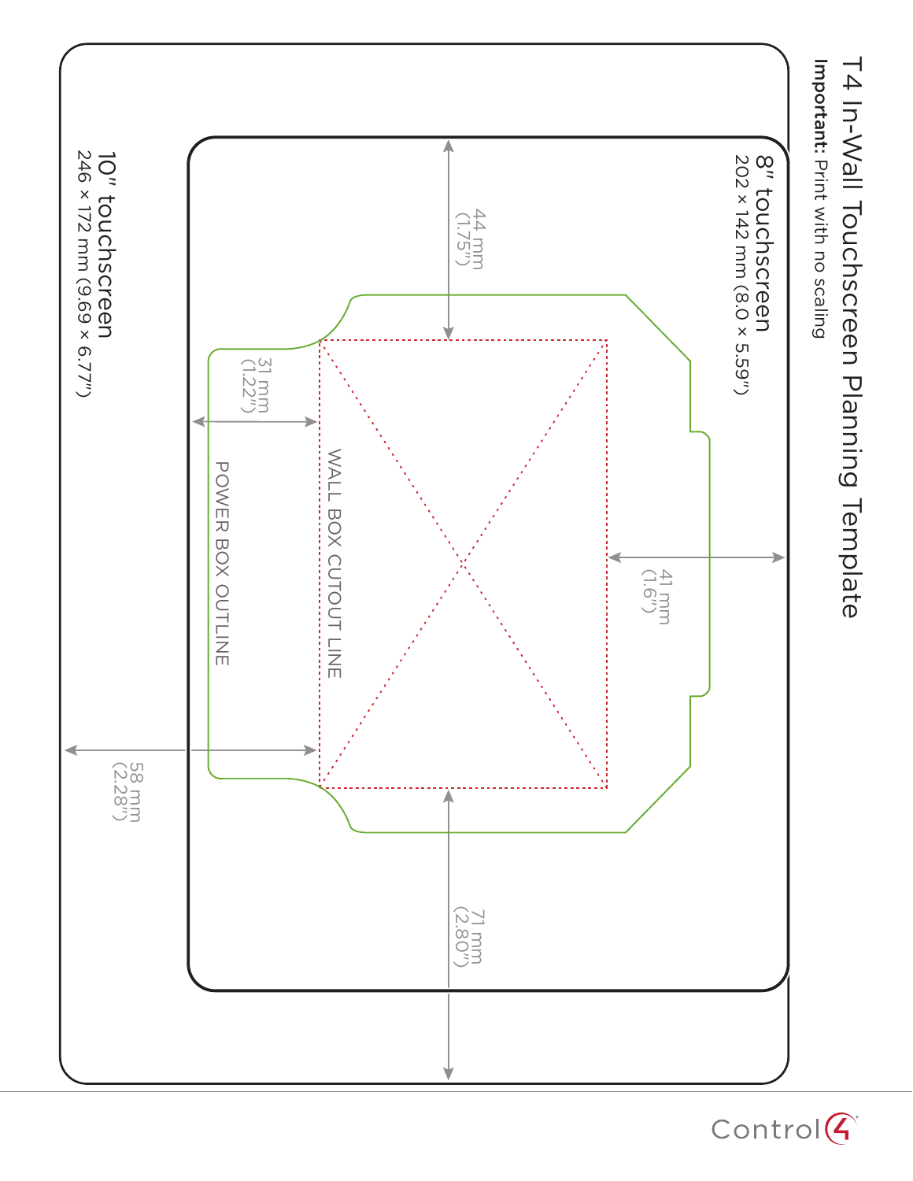# T4 In-Wall Touchscreen Planning Template

**Important:** Print with no scaling

8" touchscreen
202 × 142 mm (8.0 × 5.59")

10" touchscreen
246 × 172 mm (9.69 × 6.77")

44 mm
(1.75")

41 mm
(1.6")

31 mm
(1.22")

58 mm
(2.28")

71 mm
(2.80")

WALL BOX CUTOUT LINE

POWER BOX OUTLINE

Control4